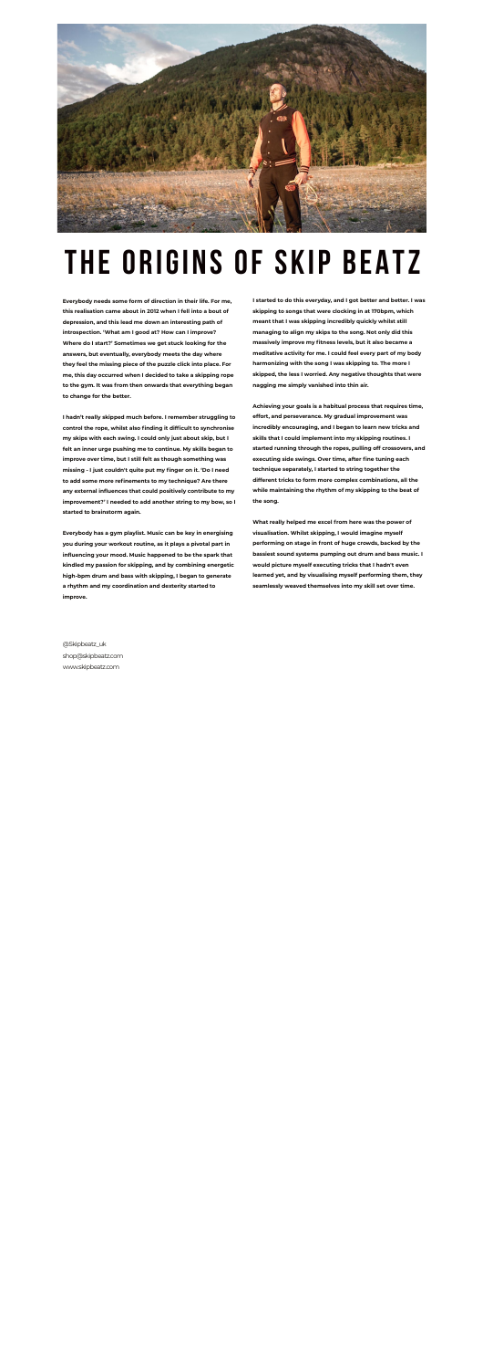# THE ORIGINS OF SKIP BEATZ

**Everybody needs some form of direction in their life. For me, this realisation came about in 2012 when I fell into a bout of depression, and this lead me down an interesting path of introspection. 'What am I good at? How can I improve? Where do I start?' Sometimes we get stuck looking for the answers, but eventually, everybody meets the day where they feel the missing piece of the puzzle click into place. For me, this day occurred when I decided to take a skipping rope to the gym. It was from then onwards that everything began to change for the better.**

**I hadn't really skipped much before. I remember struggling to control the rope, whilst also finding it difficult to synchronise my skips with each swing. I could only just about skip, but I felt an inner urge pushing me to continue. My skills began to improve over time, but I still felt as though something was missing - I just couldn't quite put my finger on it. 'Do I need to add some more refinements to my technique? Are there any external influences that could positively contribute to my improvement?' I needed to add another string to my bow, so I started to brainstorm again.**

**Everybody has a gym playlist. Music can be key in energising you during your workout routine, as it plays a pivotal part in influencing your mood. Music happened to be the spark that kindled my passion for skipping, and by combining energetic high-bpm drum and bass with skipping, I began to generate a rhythm and my coordination and dexterity started to improve.**

**I started to do this everyday, and I got better and better. I was skipping to songs that were clocking in at 170bpm, which meant that I was skipping incredibly quickly whilst still managing to align my skips to the song. Not only did this massively improve my fitness levels, but it also became a meditative activity for me. I could feel every part of my body harmonizing with the song I was skipping to. The more I skipped, the less I worried. Any negative thoughts that were nagging me simply vanished into thin air.**

**Achieving your goals is a habitual process that requires time, effort, and perseverance. My gradual improvement was incredibly encouraging, and I began to learn new tricks and skills that I could implement into my skipping routines. I started running through the ropes, pulling off crossovers, and executing side swings. Over time, after fine tuning each technique separately, I started to string together the different tricks to form more complex combinations, all the while maintaining the rhythm of my skipping to the beat of the song.**

**What really helped me excel from here was the power of visualisation. Whilst skipping, I would imagine myself performing on stage in front of huge crowds, backed by the bassiest sound systems pumping out drum and bass music. I would picture myself executing tricks that I hadn't even learned yet, and by visualising myself performing them, they seamlessly weaved themselves into my skill set over time.**

@Skipbeatz_uk
shop@skipbeatz.com
www.skipbeatz.com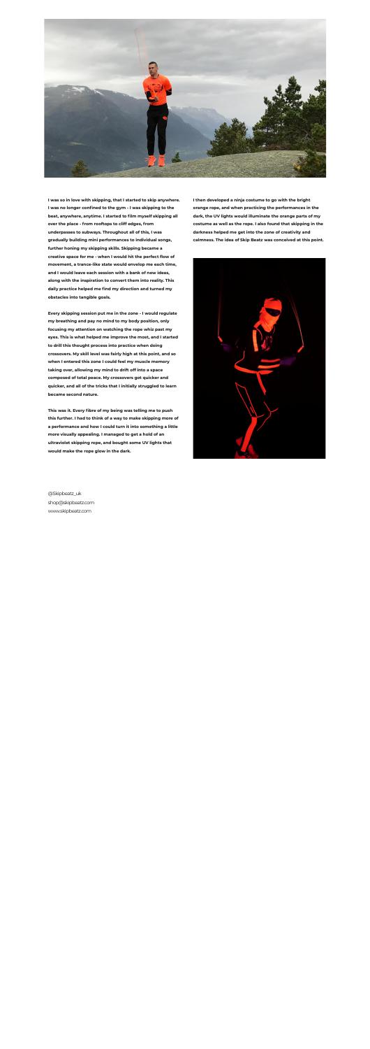**I was so in love with skipping, that I started to skip anywhere. I was no longer confined to the gym - I was skipping to the beat, anywhere, anytime. I started to film myself skipping all over the place - from rooftops to cliff edges, from underpasses to subways. Throughout all of this, I was gradually building mini performances to individual songs, further honing my skipping skills. Skipping became a creative space for me - when I would hit the perfect flow of movement, a trance-like state would envelop me each time, and I would leave each session with a bank of new ideas, along with the inspiration to convert them into reality. This daily practice helped me find my direction and turned my obstacles into tangible goals.**

**Every skipping session put me in the zone - I would regulate my breathing and pay no mind to my body position, only focusing my attention on watching the rope whiz past my eyes. This is what helped me improve the most, and I started to drill this thought process into practice when doing crossovers. My skill level was fairly high at this point, and so when I entered this zone I could feel my muscle memory taking over, allowing my mind to drift off into a space composed of total peace. My crossovers got quicker and quicker, and all of the tricks that I initially struggled to learn became second nature.**

**This was it. Every fibre of my being was telling me to push this further. I had to think of a way to make skipping more of a performance and how I could turn it into something a little more visually appealing. I managed to get a hold of an ultraviolet skipping rope, and bought some UV lights that would make the rope glow in the dark.**

**I then developed a ninja costume to go with the bright orange rope, and when practicing the performances in the dark, the UV lights would illuminate the orange parts of my costume as well as the rope. I also found that skipping in the darkness helped me get into the zone of creativity and calmness. The idea of Skip Beatz was conceived at this point.**

@Skipbeatz_uk
shop@skipbeatz.com
www.skipbeatz.com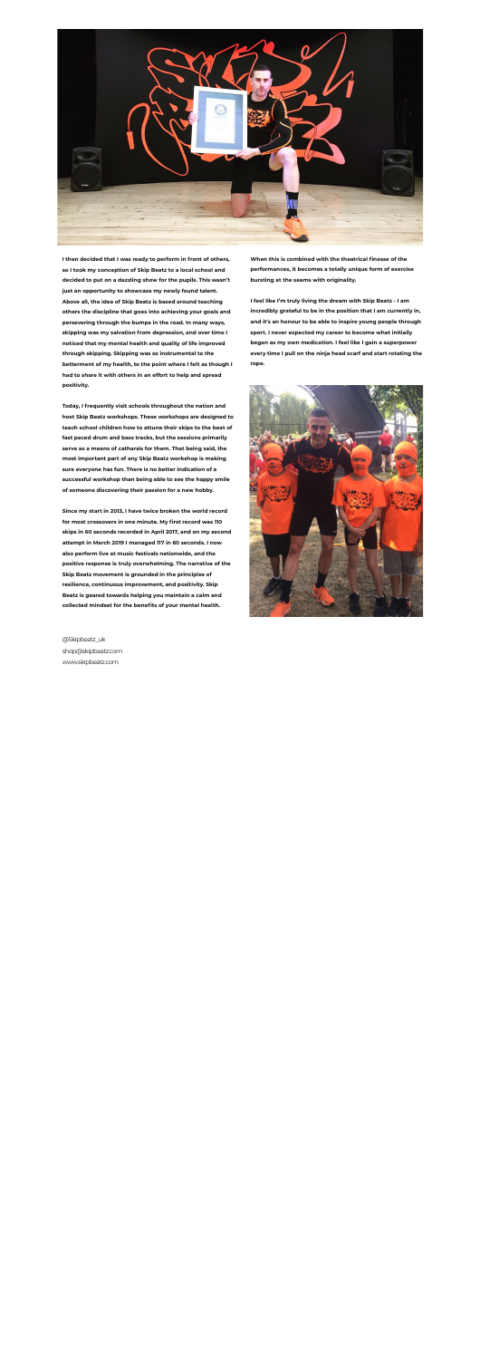**I then decided that I was ready to perform in front of others, so I took my conception of Skip Beatz to a local school and decided to put on a dazzling show for the pupils. This wasn't just an opportunity to showcase my newly found talent. Above all, the idea of Skip Beatz is based around teaching others the discipline that goes into achieving your goals and persevering through the bumps in the road. In many ways, skipping was my salvation from depression, and over time I noticed that my mental health and quality of life improved through skipping. Skipping was so instrumental to the betterment of my health, to the point where I felt as though I had to share it with others in an effort to help and spread positivity.**

**Today, I frequently visit schools throughout the nation and host Skip Beatz workshops. These workshops are designed to teach school children how to attune their skips to the beat of fast paced drum and bass tracks, but the sessions primarily serve as a means of catharsis for them. That being said, the most important part of any Skip Beatz workshop is making sure everyone has fun. There is no better indication of a successful workshop than being able to see the happy smile of someone discovering their passion for a new hobby.**

**Since my start in 2013, I have twice broken the world record for most crossovers in one minute. My first record was 110 skips in 60 seconds recorded in April 2017, and on my second attempt in March 2019 I managed 117 in 60 seconds. I now also perform live at music festivals nationwide, and the positive response is truly overwhelming. The narrative of the Skip Beatz movement is grounded in the principles of resilience, continuous improvement, and positivity. Skip Beatz is geared towards helping you maintain a calm and collected mindset for the benefits of your mental health.**

**When this is combined with the theatrical finesse of the performances, it becomes a totally unique form of exercise bursting at the seams with originality.**

**I feel like I'm truly living the dream with Skip Beatz - I am incredibly grateful to be in the position that I am currently in, and it's an honour to be able to inspire young people through sport. I never expected my career to become what initially began as my own medication. I feel like I gain a superpower every time I pull on the ninja head scarf and start rotating the rope.**

@Skipbeatz_uk
shop@skipbeatz.com
www.skipbeatz.com